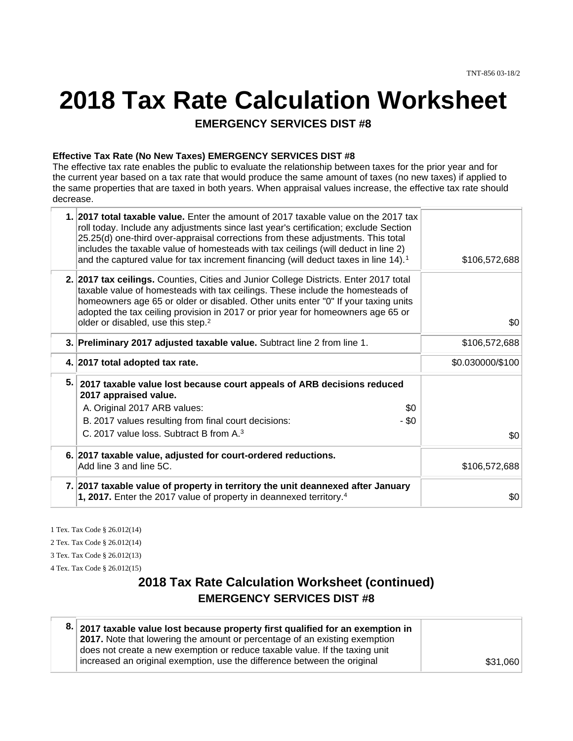TNT-856 03-18/2

# 2018 Tax Rate Calculation Worksheet

## EMERGENCY SERVICES DIST #8

**Effective Tax Rate (No New Taxes) EMERGENCY SERVICES DIST #8**

The effective tax rate enables the public to evaluate the relationship between taxes for the prior year and for the current year based on a tax rate that would produce the same amount of taxes (no new taxes) if applied to the same properties that are taxed in both years. When appraisal values increase, the effective tax rate should decrease.

| | | |
|---|---|---|
| 1. | **2017 total taxable value.** Enter the amount of 2017 taxable value on the 2017 tax roll today. Include any adjustments since last year's certification; exclude Section 25.25(d) one-third over-appraisal corrections from these adjustments. This total includes the taxable value of homesteads with tax ceilings (will deduct in line 2) and the captured value for tax increment financing (will deduct taxes in line 14).[1] | $106,572,688 |
| 2. | **2017 tax ceilings.** Counties, Cities and Junior College Districts. Enter 2017 total taxable value of homesteads with tax ceilings. These include the homesteads of homeowners age 65 or older or disabled. Other units enter "0" If your taxing units adopted the tax ceiling provision in 2017 or prior year for homeowners age 65 or older or disabled, use this step.[2] | $0 |
| 3. | **Preliminary 2017 adjusted taxable value.** Subtract line 2 from line 1. | $106,572,688 |
| 4. | **2017 total adopted tax rate.** | $0.030000/$100 |
| 5. | **2017 taxable value lost because court appeals of ARB decisions reduced 2017 appraised value.**<br>A. Original 2017 ARB values: $0<br>B. 2017 values resulting from final court decisions: - $0<br>C. 2017 value loss. Subtract B from A.[3] | $0 |
| 6. | **2017 taxable value, adjusted for court-ordered reductions.** Add line 3 and line 5C. | $106,572,688 |
| 7. | **2017 taxable value of property in territory the unit deannexed after January 1, 2017.** Enter the 2017 value of property in deannexed territory.[4] | $0 |

1 Tex. Tax Code § 26.012(14)

2 Tex. Tax Code § 26.012(14)

3 Tex. Tax Code § 26.012(13)

4 Tex. Tax Code § 26.012(15)

## 2018 Tax Rate Calculation Worksheet (continued)

## EMERGENCY SERVICES DIST #8

| | | |
|---|---|---|
| 8. | **2017 taxable value lost because property first qualified for an exemption in 2017.** Note that lowering the amount or percentage of an existing exemption does not create a new exemption or reduce taxable value. If the taxing unit increased an original exemption, use the difference between the original | $31,060 |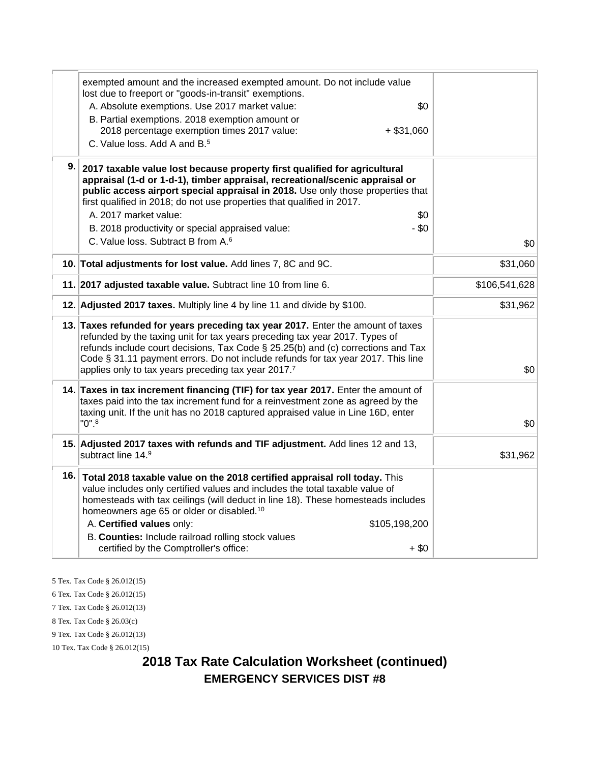| | | |
|---|---|---|
| | exempted amount and the increased exempted amount. Do not include value lost due to freeport or "goods-in-transit" exemptions.<br>A. Absolute exemptions. Use 2017 market value: $0<br>B. Partial exemptions. 2018 exemption amount or 2018 percentage exemption times 2017 value: + $31,060<br>C. Value loss. Add A and B.[5] | |
| 9. | **2017 taxable value lost because property first qualified for agricultural appraisal (1-d or 1-d-1), timber appraisal, recreational/scenic appraisal or public access airport special appraisal in 2018.** Use only those properties that first qualified in 2018; do not use properties that qualified in 2017.<br>A. 2017 market value: $0<br>B. 2018 productivity or special appraised value: - $0<br>C. Value loss. Subtract B from A.[6] | $0 |
| 10. | **Total adjustments for lost value.** Add lines 7, 8C and 9C. | $31,060 |
| 11. | **2017 adjusted taxable value.** Subtract line 10 from line 6. | $106,541,628 |
| 12. | **Adjusted 2017 taxes.** Multiply line 4 by line 11 and divide by $100. | $31,962 |
| 13. | **Taxes refunded for years preceding tax year 2017.** Enter the amount of taxes refunded by the taxing unit for tax years preceding tax year 2017. Types of refunds include court decisions, Tax Code § 25.25(b) and (c) corrections and Tax Code § 31.11 payment errors. Do not include refunds for tax year 2017. This line applies only to tax years preceding tax year 2017.[7] | $0 |
| 14. | **Taxes in tax increment financing (TIF) for tax year 2017.** Enter the amount of taxes paid into the tax increment fund for a reinvestment zone as agreed by the taxing unit. If the unit has no 2018 captured appraised value in Line 16D, enter "0".[8] | $0 |
| 15. | **Adjusted 2017 taxes with refunds and TIF adjustment.** Add lines 12 and 13, subtract line 14.[9] | $31,962 |
| 16. | **Total 2018 taxable value on the 2018 certified appraisal roll today.** This value includes only certified values and includes the total taxable value of homesteads with tax ceilings (will deduct in line 18). These homesteads includes homeowners age 65 or older or disabled.[10]<br>A. **Certified values** only: $105,198,200<br>B. **Counties:** Include railroad rolling stock values certified by the Comptroller's office: + $0 | |

5 Tex. Tax Code § 26.012(15)

6 Tex. Tax Code § 26.012(15)

7 Tex. Tax Code § 26.012(13)

8 Tex. Tax Code § 26.03(c)

9 Tex. Tax Code § 26.012(13)

10 Tex. Tax Code § 26.012(15)

## 2018 Tax Rate Calculation Worksheet (continued)

### EMERGENCY SERVICES DIST #8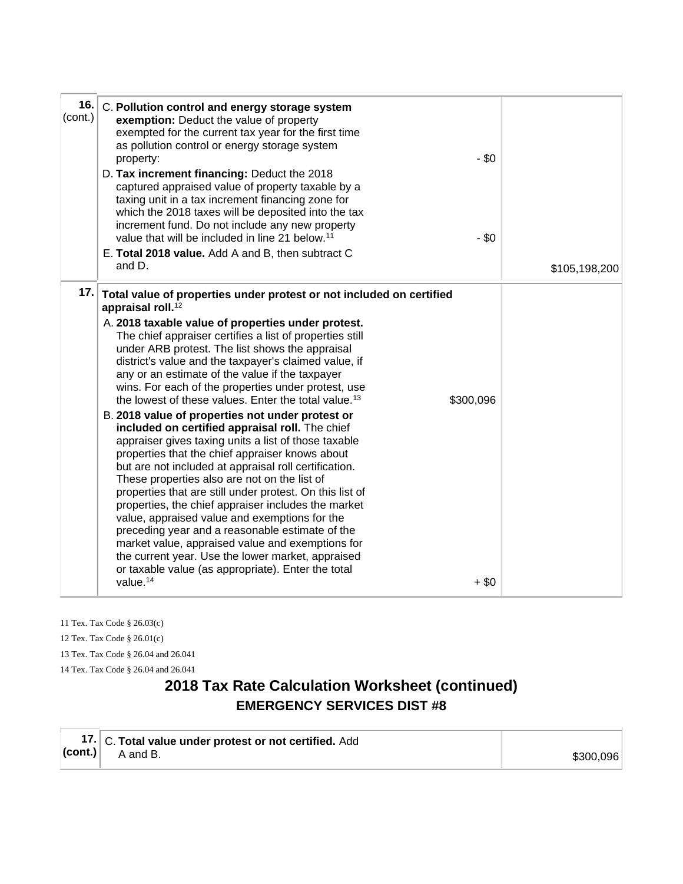| | | |
|---|---|---|
| **16.** (cont.) | C. **Pollution control and energy storage system exemption:** Deduct the value of property exempted for the current tax year for the first time as pollution control or energy storage system property: - $0<br>D. **Tax increment financing:** Deduct the 2018 captured appraised value of property taxable by a taxing unit in a tax increment financing zone for which the 2018 taxes will be deposited into the tax increment fund. Do not include any new property value that will be included in line 21 below.[11] - $0<br>E. **Total 2018 value.** Add A and B, then subtract C and D. | $105,198,200 |
| **17.** | **Total value of properties under protest or not included on certified appraisal roll.**[12]<br>A. **2018 taxable value of properties under protest.** The chief appraiser certifies a list of properties still under ARB protest. The list shows the appraisal district's value and the taxpayer's claimed value, if any or an estimate of the value if the taxpayer wins. For each of the properties under protest, use the lowest of these values. Enter the total value.[13] $300,096<br>B. **2018 value of properties not under protest or included on certified appraisal roll.** The chief appraiser gives taxing units a list of those taxable properties that the chief appraiser knows about but are not included at appraisal roll certification. These properties also are not on the list of properties that are still under protest. On this list of properties, the chief appraiser includes the market value, appraised value and exemptions for the preceding year and a reasonable estimate of the market value, appraised value and exemptions for the current year. Use the lower market, appraised or taxable value (as appropriate). Enter the total value.[14] + $0 | |

11 Tex. Tax Code § 26.03(c)

12 Tex. Tax Code § 26.01(c)

13 Tex. Tax Code § 26.04 and 26.041

14 Tex. Tax Code § 26.04 and 26.041

## 2018 Tax Rate Calculation Worksheet (continued)

### EMERGENCY SERVICES DIST #8

| | | |
|---|---|---|
| **17.** **(cont.)** | C. **Total value under protest or not certified.** Add A and B. | $300,096 |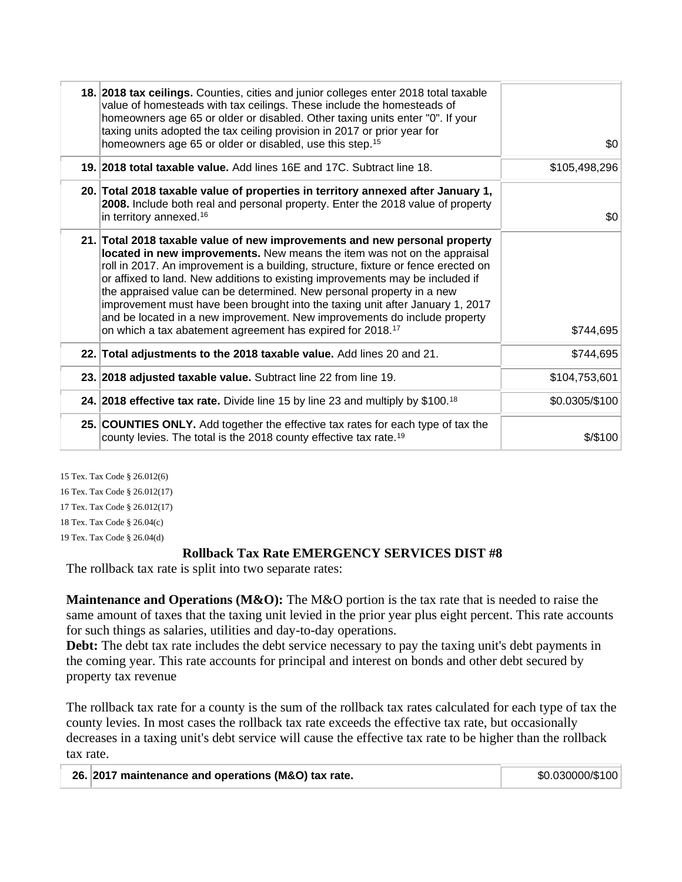| | | |
|---|---|---|
| 18. | **2018 tax ceilings.** Counties, cities and junior colleges enter 2018 total taxable value of homesteads with tax ceilings. These include the homesteads of homeowners age 65 or older or disabled. Other taxing units enter "0". If your taxing units adopted the tax ceiling provision in 2017 or prior year for homeowners age 65 or older or disabled, use this step.[15] | $0 |
| 19. | **2018 total taxable value.** Add lines 16E and 17C. Subtract line 18. | $105,498,296 |
| 20. | **Total 2018 taxable value of properties in territory annexed after January 1, 2008.** Include both real and personal property. Enter the 2018 value of property in territory annexed.[16] | $0 |
| 21. | **Total 2018 taxable value of new improvements and new personal property located in new improvements.** New means the item was not on the appraisal roll in 2017. An improvement is a building, structure, fixture or fence erected on or affixed to land. New additions to existing improvements may be included if the appraised value can be determined. New personal property in a new improvement must have been brought into the taxing unit after January 1, 2017 and be located in a new improvement. New improvements do include property on which a tax abatement agreement has expired for 2018.[17] | $744,695 |
| 22. | **Total adjustments to the 2018 taxable value.** Add lines 20 and 21. | $744,695 |
| 23. | **2018 adjusted taxable value.** Subtract line 22 from line 19. | $104,753,601 |
| 24. | **2018 effective tax rate.** Divide line 15 by line 23 and multiply by $100.[18] | $0.0305/$100 |
| 25. | **COUNTIES ONLY.** Add together the effective tax rates for each type of tax the county levies. The total is the 2018 county effective tax rate.[19] | $/$100 |

15 Tex. Tax Code § 26.012(6)

16 Tex. Tax Code § 26.012(17)

17 Tex. Tax Code § 26.012(17)

18 Tex. Tax Code § 26.04(c)

19 Tex. Tax Code § 26.04(d)

## Rollback Tax Rate EMERGENCY SERVICES DIST #8

The rollback tax rate is split into two separate rates:

**Maintenance and Operations (M&O):** The M&O portion is the tax rate that is needed to raise the same amount of taxes that the taxing unit levied in the prior year plus eight percent. This rate accounts for such things as salaries, utilities and day-to-day operations.
**Debt:** The debt tax rate includes the debt service necessary to pay the taxing unit's debt payments in the coming year. This rate accounts for principal and interest on bonds and other debt secured by property tax revenue

The rollback tax rate for a county is the sum of the rollback tax rates calculated for each type of tax the county levies. In most cases the rollback tax rate exceeds the effective tax rate, but occasionally decreases in a taxing unit's debt service will cause the effective tax rate to be higher than the rollback tax rate.

| | | |
|---|---|---|
| 26. | **2017 maintenance and operations (M&O) tax rate.** | $0.030000/$100 |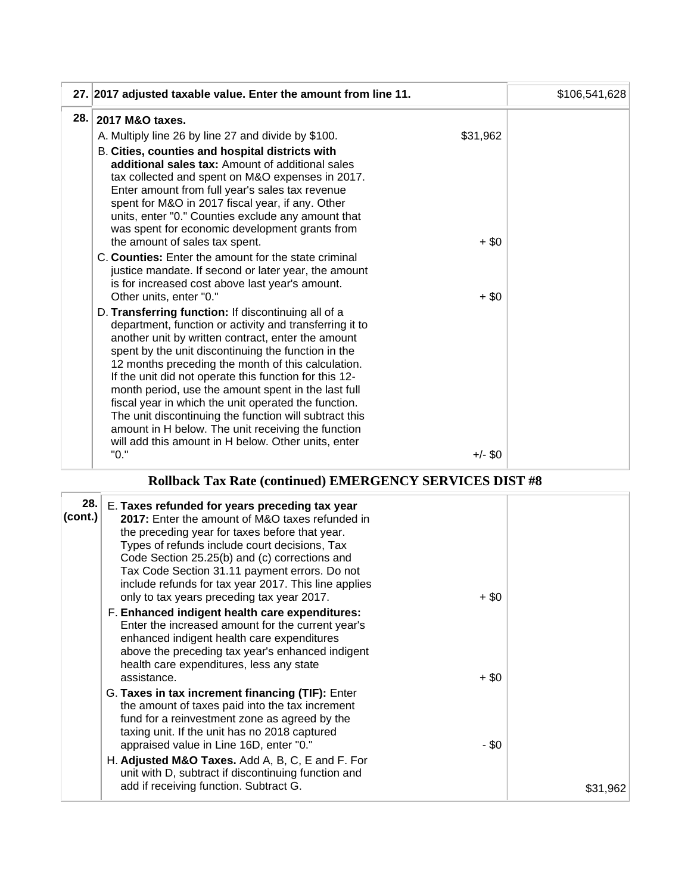| | | | |
|---|---|---|---|
| 27. | **2017 adjusted taxable value. Enter the amount from line 11.** | | $106,541,628 |
| 28. | **2017 M&O taxes.** | | |
| | A. Multiply line 26 by line 27 and divide by $100. | $31,962 | |
| | B. **Cities, counties and hospital districts with additional sales tax:** Amount of additional sales tax collected and spent on M&O expenses in 2017. Enter amount from full year's sales tax revenue spent for M&O in 2017 fiscal year, if any. Other units, enter "0." Counties exclude any amount that was spent for economic development grants from the amount of sales tax spent. | + $0 | |
| | C. **Counties:** Enter the amount for the state criminal justice mandate. If second or later year, the amount is for increased cost above last year's amount. Other units, enter "0." | + $0 | |
| | D. **Transferring function:** If discontinuing all of a department, function or activity and transferring it to another unit by written contract, enter the amount spent by the unit discontinuing the function in the 12 months preceding the month of this calculation. If the unit did not operate this function for this 12-month period, use the amount spent in the last full fiscal year in which the unit operated the function. The unit discontinuing the function will subtract this amount in H below. The unit receiving the function will add this amount in H below. Other units, enter "0." | +/- $0 | |

## Rollback Tax Rate (continued) EMERGENCY SERVICES DIST #8

| | | | |
|---|---|---|---|
| 28. (cont.) | E. **Taxes refunded for years preceding tax year 2017:** Enter the amount of M&O taxes refunded in the preceding year for taxes before that year. Types of refunds include court decisions, Tax Code Section 25.25(b) and (c) corrections and Tax Code Section 31.11 payment errors. Do not include refunds for tax year 2017. This line applies only to tax years preceding tax year 2017. | + $0 | |
| | F. **Enhanced indigent health care expenditures:** Enter the increased amount for the current year's enhanced indigent health care expenditures above the preceding tax year's enhanced indigent health care expenditures, less any state assistance. | + $0 | |
| | G. **Taxes in tax increment financing (TIF):** Enter the amount of taxes paid into the tax increment fund for a reinvestment zone as agreed by the taxing unit. If the unit has no 2018 captured appraised value in Line 16D, enter "0." | - $0 | |
| | H. **Adjusted M&O Taxes.** Add A, B, C, E and F. For unit with D, subtract if discontinuing function and add if receiving function. Subtract G. | | $31,962 |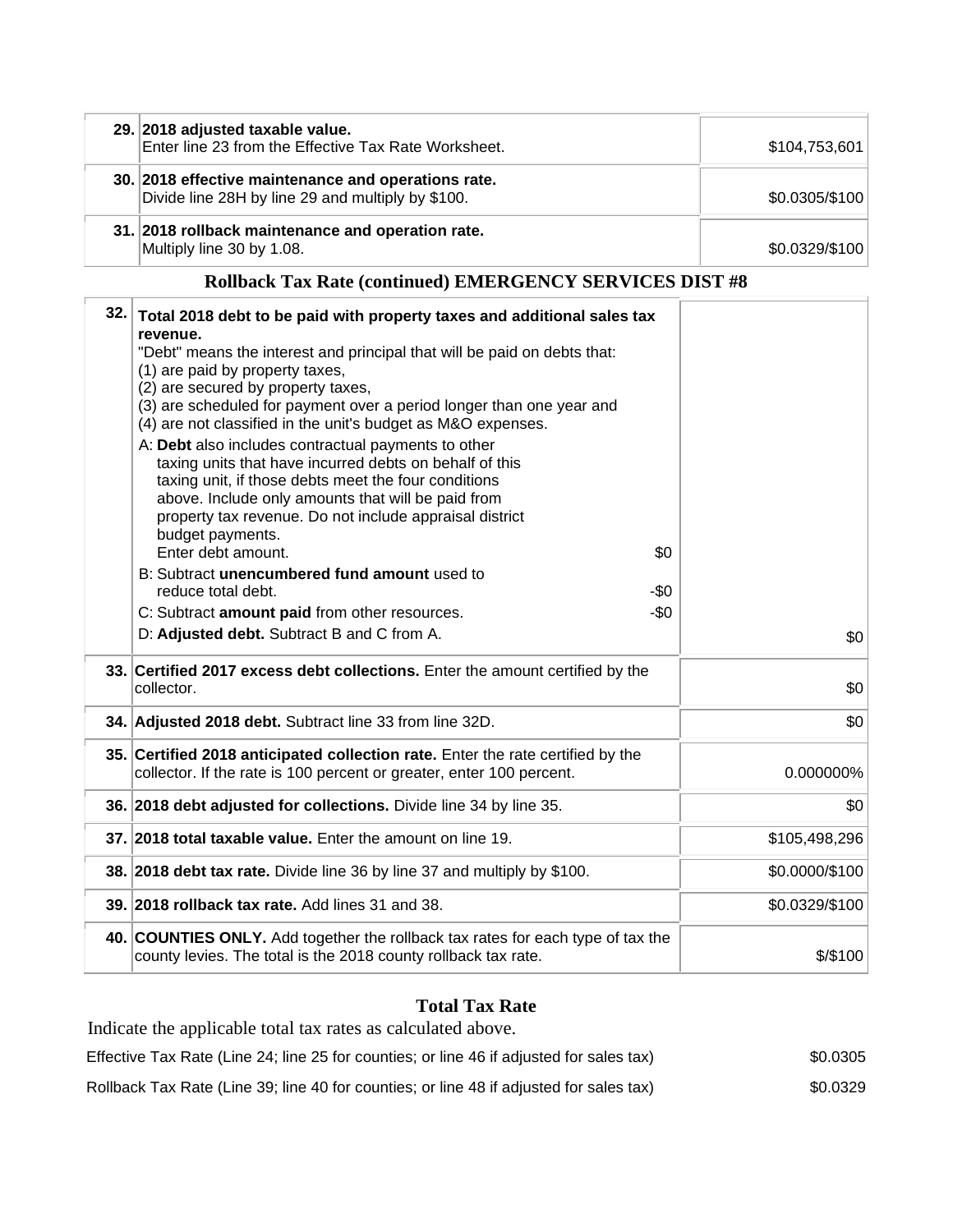| | | |
|---|---|---|
| 29. | **2018 adjusted taxable value.**<br>Enter line 23 from the Effective Tax Rate Worksheet. | $104,753,601 |
| 30. | **2018 effective maintenance and operations rate.**<br>Divide line 28H by line 29 and multiply by $100. | $0.0305/$100 |
| 31. | **2018 rollback maintenance and operation rate.**<br>Multiply line 30 by 1.08. | $0.0329/$100 |

## Rollback Tax Rate (continued) EMERGENCY SERVICES DIST #8

| | | |
|---|---|---|
| 32. | **Total 2018 debt to be paid with property taxes and additional sales tax revenue.**<br>"Debt" means the interest and principal that will be paid on debts that:<br>(1) are paid by property taxes,<br>(2) are secured by property taxes,<br>(3) are scheduled for payment over a period longer than one year and<br>(4) are not classified in the unit's budget as M&O expenses.<br>A: **Debt** also includes contractual payments to other taxing units that have incurred debts on behalf of this taxing unit, if those debts meet the four conditions above. Include only amounts that will be paid from property tax revenue. Do not include appraisal district budget payments.<br>Enter debt amount. $0<br>B: Subtract **unencumbered fund amount** used to reduce total debt. -$0<br>C: Subtract **amount paid** from other resources. -$0<br>D: **Adjusted debt.** Subtract B and C from A. | $0 |
| 33. | **Certified 2017 excess debt collections.** Enter the amount certified by the collector. | $0 |
| 34. | **Adjusted 2018 debt.** Subtract line 33 from line 32D. | $0 |
| 35. | **Certified 2018 anticipated collection rate.** Enter the rate certified by the collector. If the rate is 100 percent or greater, enter 100 percent. | 0.000000% |
| 36. | **2018 debt adjusted for collections.** Divide line 34 by line 35. | $0 |
| 37. | **2018 total taxable value.** Enter the amount on line 19. | $105,498,296 |
| 38. | **2018 debt tax rate.** Divide line 36 by line 37 and multiply by $100. | $0.0000/$100 |
| 39. | **2018 rollback tax rate.** Add lines 31 and 38. | $0.0329/$100 |
| 40. | **COUNTIES ONLY.** Add together the rollback tax rates for each type of tax the county levies. The total is the 2018 county rollback tax rate. | $/$100 |

## Total Tax Rate

Indicate the applicable total tax rates as calculated above.

| | |
|---|---|
| Effective Tax Rate (Line 24; line 25 for counties; or line 46 if adjusted for sales tax) | $0.0305 |
| Rollback Tax Rate (Line 39; line 40 for counties; or line 48 if adjusted for sales tax) | $0.0329 |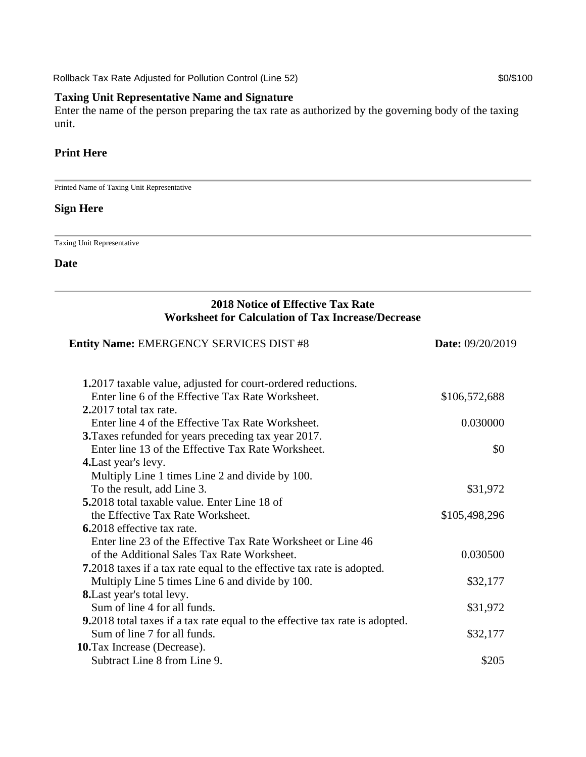Rollback Tax Rate Adjusted for Pollution Control (Line 52) $0/$100

**Taxing Unit Representative Name and Signature**

Enter the name of the person preparing the tax rate as authorized by the governing body of the taxing unit.

**Print Here**

---

Printed Name of Taxing Unit Representative

**Sign Here**

---

Taxing Unit Representative

**Date**

---

## 2018 Notice of Effective Tax Rate
## Worksheet for Calculation of Tax Increase/Decrease

**Entity Name:** EMERGENCY SERVICES DIST #8 **Date:** 09/20/2019

| | |
|---|---|
| **1.** 2017 taxable value, adjusted for court-ordered reductions. Enter line 6 of the Effective Tax Rate Worksheet. | $106,572,688 |
| **2.** 2017 total tax rate. Enter line 4 of the Effective Tax Rate Worksheet. | 0.030000 |
| **3.** Taxes refunded for years preceding tax year 2017. Enter line 13 of the Effective Tax Rate Worksheet. | $0 |
| **4.** Last year's levy. Multiply Line 1 times Line 2 and divide by 100. To the result, add Line 3. | $31,972 |
| **5.** 2018 total taxable value. Enter Line 18 of the Effective Tax Rate Worksheet. | $105,498,296 |
| **6.** 2018 effective tax rate. Enter line 23 of the Effective Tax Rate Worksheet or Line 46 of the Additional Sales Tax Rate Worksheet. | 0.030500 |
| **7.** 2018 taxes if a tax rate equal to the effective tax rate is adopted. Multiply Line 5 times Line 6 and divide by 100. | $32,177 |
| **8.** Last year's total levy. Sum of line 4 for all funds. | $31,972 |
| **9.** 2018 total taxes if a tax rate equal to the effective tax rate is adopted. Sum of line 7 for all funds. | $32,177 |
| **10.** Tax Increase (Decrease). Subtract Line 8 from Line 9. | $205 |